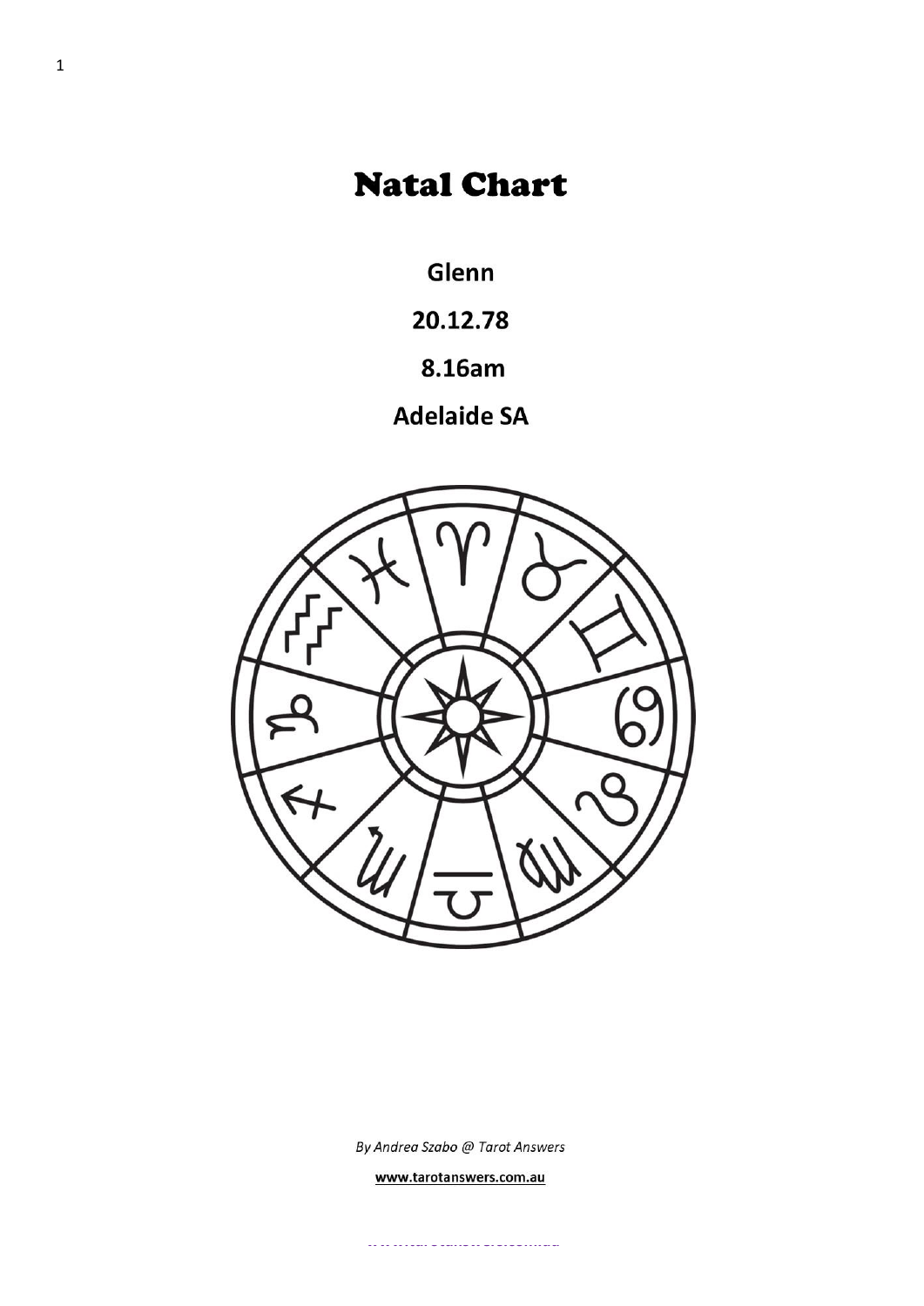# Natal Chart

**Glenn**

**20.12.78**

**8.16am**

**Adelaide SA**

*By Andrea Szabo @ Tarot Answers*

**www.tarotanswers.com.au**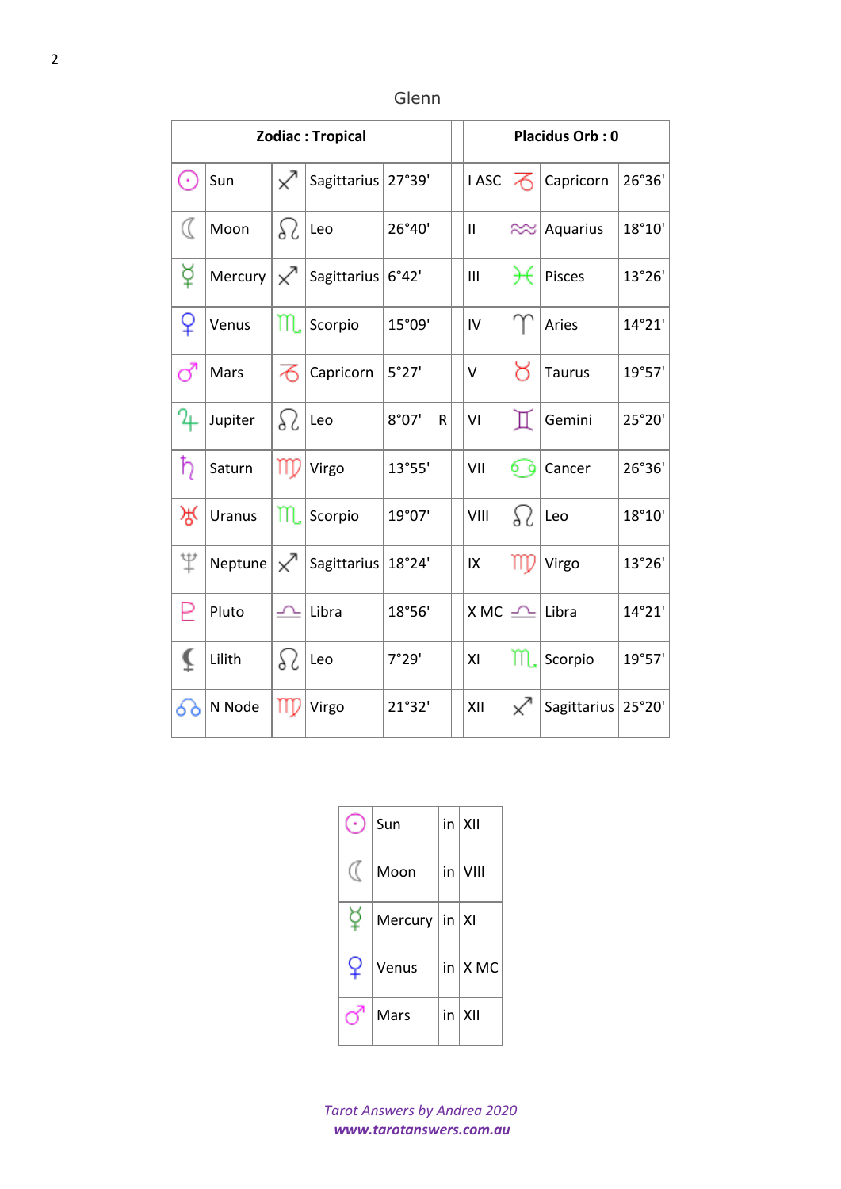Glenn

| Zodiac : Tropical | | | | | | Placidus Orb : 0 | | | |
|---|---|---|---|---|---|---|---|---|---|
| ☉ | Sun | ♐ | Sagittarius | 27°39' | | I ASC | ♑ | Capricorn | 26°36' |
| ☽ | Moon | ♌ | Leo | 26°40' | | II | ♒ | Aquarius | 18°10' |
| ☿ | Mercury | ♐ | Sagittarius | 6°42' | | III | ♓ | Pisces | 13°26' |
| ♀ | Venus | ♏ | Scorpio | 15°09' | | IV | ♈ | Aries | 14°21' |
| ♂ | Mars | ♑ | Capricorn | 5°27' | | V | ♉ | Taurus | 19°57' |
| ♃ | Jupiter | ♌ | Leo | 8°07' | R | VI | ♊ | Gemini | 25°20' |
| ♄ | Saturn | ♍ | Virgo | 13°55' | | VII | ♋ | Cancer | 26°36' |
| ♅ | Uranus | ♏ | Scorpio | 19°07' | | VIII | ♌ | Leo | 18°10' |
| ♆ | Neptune | ♐ | Sagittarius | 18°24' | | IX | ♍ | Virgo | 13°26' |
| ♇ | Pluto | ♎ | Libra | 18°56' | | X MC | ♎ | Libra | 14°21' |
| ⚸ | Lilith | ♌ | Leo | 7°29' | | XI | ♏ | Scorpio | 19°57' |
| ☊ | N Node | ♍ | Virgo | 21°32' | | XII | ♐ | Sagittarius | 25°20' |

| | | | |
|---|---|---|---|
| ☉ | Sun | in | XII |
| ☽ | Moon | in | VIII |
| ☿ | Mercury | in | XI |
| ♀ | Venus | in | X MC |
| ♂ | Mars | in | XII |

*Tarot Answers by Andrea 2020*
***www.tarotanswers.com.au***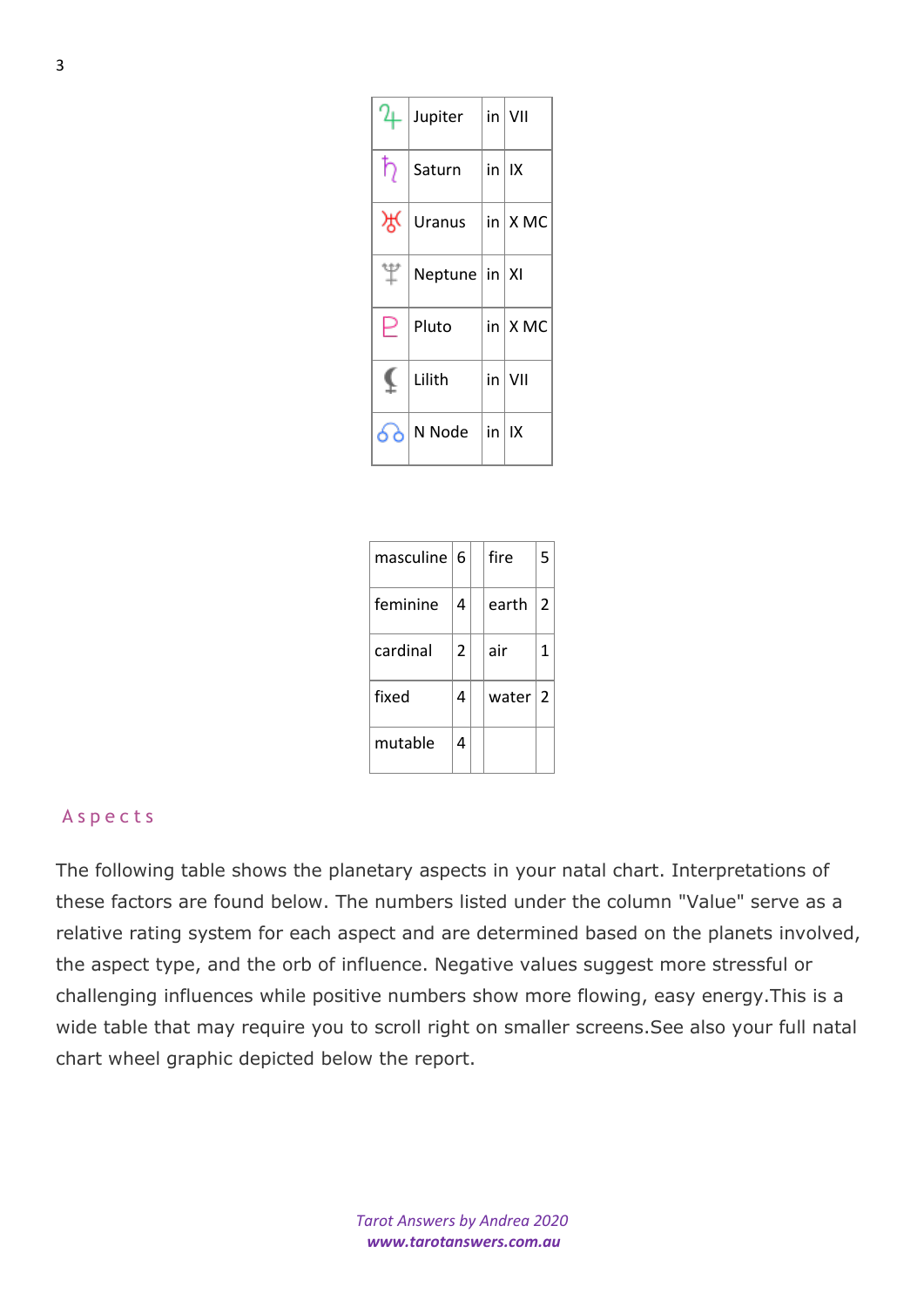| | | | |
|---|---|---|---|
| ♃ | Jupiter | in | VII |
| ♄ | Saturn | in | IX |
| ♅ | Uranus | in | X MC |
| ♆ | Neptune | in | XI |
| ♇ | Pluto | in | X MC |
| ⚸ | Lilith | in | VII |
| ☊ | N Node | in | IX |

| | | | | |
|---|---|---|---|---|
| masculine | 6 | | fire | 5 |
| feminine | 4 | | earth | 2 |
| cardinal | 2 | | air | 1 |
| fixed | 4 | | water | 2 |
| mutable | 4 | | | |

## Aspects

The following table shows the planetary aspects in your natal chart. Interpretations of these factors are found below. The numbers listed under the column "Value" serve as a relative rating system for each aspect and are determined based on the planets involved, the aspect type, and the orb of influence. Negative values suggest more stressful or challenging influences while positive numbers show more flowing, easy energy.This is a wide table that may require you to scroll right on smaller screens.See also your full natal chart wheel graphic depicted below the report.

*Tarot Answers by Andrea 2020*
***www.tarotanswers.com.au***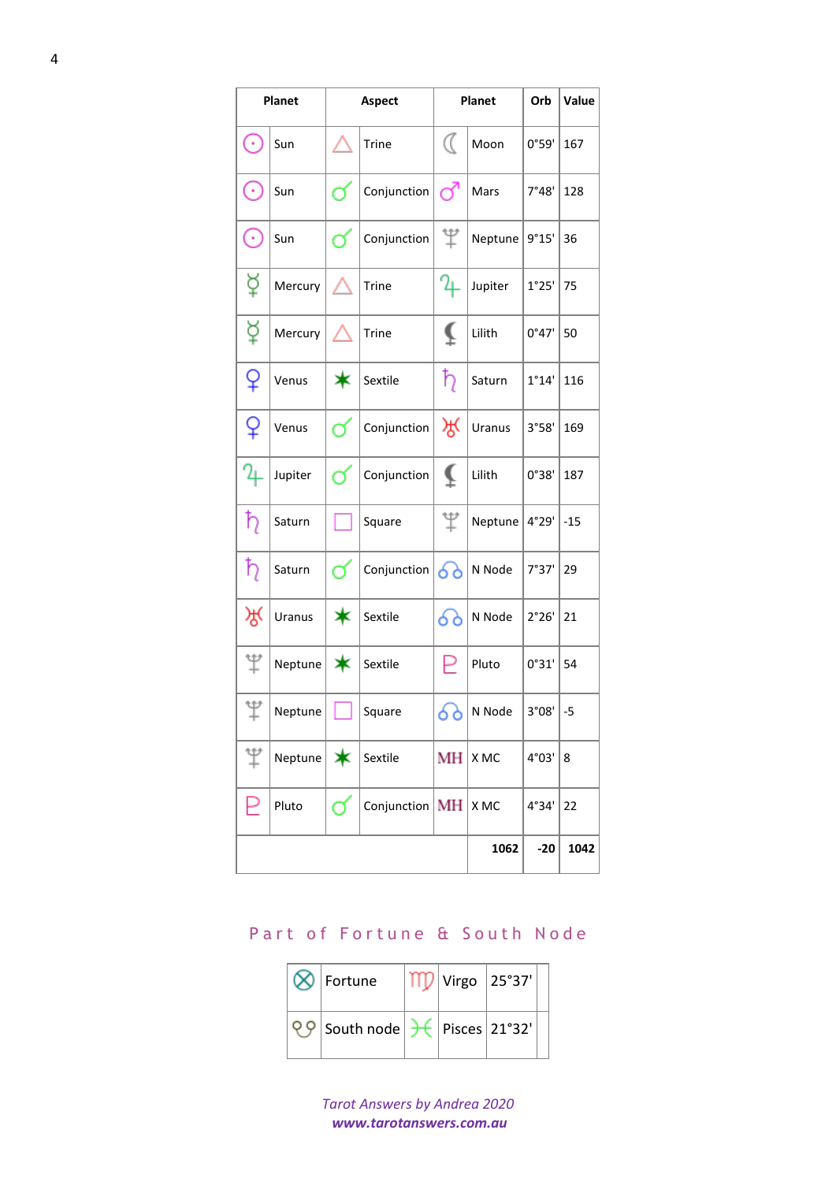| Planet | | Aspect | | Planet | | Orb | Value |
|---|---|---|---|---|---|---|---|
| ☉ | Sun | △ | Trine | ☽ | Moon | 0°59' | 167 |
| ☉ | Sun | ☌ | Conjunction | ♂ | Mars | 7°48' | 128 |
| ☉ | Sun | ☌ | Conjunction | ♆ | Neptune | 9°15' | 36 |
| ☿ | Mercury | △ | Trine | ♃ | Jupiter | 1°25' | 75 |
| ☿ | Mercury | △ | Trine | ⚸ | Lilith | 0°47' | 50 |
| ♀ | Venus | ✶ | Sextile | ♄ | Saturn | 1°14' | 116 |
| ♀ | Venus | ☌ | Conjunction | ♅ | Uranus | 3°58' | 169 |
| ♃ | Jupiter | ☌ | Conjunction | ⚸ | Lilith | 0°38' | 187 |
| ♄ | Saturn | □ | Square | ♆ | Neptune | 4°29' | -15 |
| ♄ | Saturn | ☌ | Conjunction | ☊ | N Node | 7°37' | 29 |
| ♅ | Uranus | ✶ | Sextile | ☊ | N Node | 2°26' | 21 |
| ♆ | Neptune | ✶ | Sextile | ♇ | Pluto | 0°31' | 54 |
| ♆ | Neptune | □ | Square | ☊ | N Node | 3°08' | -5 |
| ♆ | Neptune | ✶ | Sextile | MH | X MC | 4°03' | 8 |
| ♇ | Pluto | ☌ | Conjunction | MH | X MC | 4°34' | 22 |
| | | | | | 1062 | -20 | 1042 |

## Part of Fortune & South Node

| ⊗ | Fortune | ♍ | Virgo | 25°37' | |
|---|---|---|---|---|---|
| ☋ | South node | ♓ | Pisces | 21°32' | |

*Tarot Answers by Andrea 2020*
***www.tarotanswers.com.au***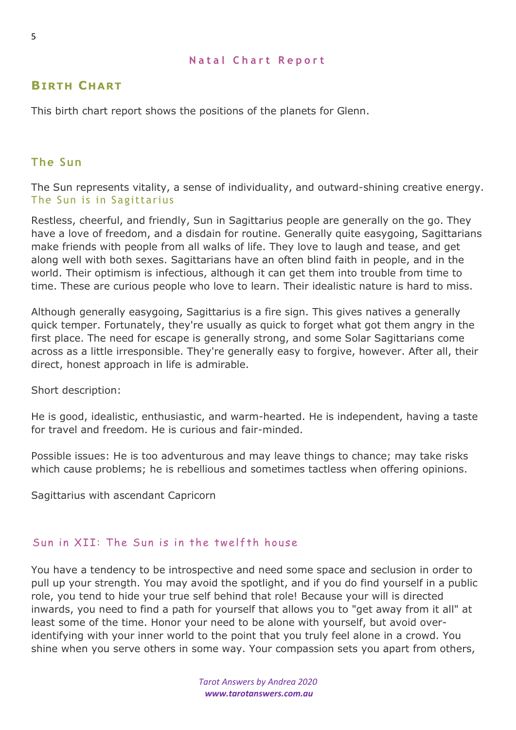Natal Chart Report

## Birth Chart

This birth chart report shows the positions of the planets for Glenn.

### The Sun

The Sun represents vitality, a sense of individuality, and outward-shining creative energy.
The Sun is in Sagittarius

Restless, cheerful, and friendly, Sun in Sagittarius people are generally on the go. They have a love of freedom, and a disdain for routine. Generally quite easygoing, Sagittarians make friends with people from all walks of life. They love to laugh and tease, and get along well with both sexes. Sagittarians have an often blind faith in people, and in the world. Their optimism is infectious, although it can get them into trouble from time to time. These are curious people who love to learn. Their idealistic nature is hard to miss.

Although generally easygoing, Sagittarius is a fire sign. This gives natives a generally quick temper. Fortunately, they're usually as quick to forget what got them angry in the first place. The need for escape is generally strong, and some Solar Sagittarians come across as a little irresponsible. They're generally easy to forgive, however. After all, their direct, honest approach in life is admirable.

Short description:

He is good, idealistic, enthusiastic, and warm-hearted. He is independent, having a taste for travel and freedom. He is curious and fair-minded.

Possible issues: He is too adventurous and may leave things to chance; may take risks which cause problems; he is rebellious and sometimes tactless when offering opinions.

Sagittarius with ascendant Capricorn

### Sun in XII: The Sun is in the twelfth house

You have a tendency to be introspective and need some space and seclusion in order to pull up your strength. You may avoid the spotlight, and if you do find yourself in a public role, you tend to hide your true self behind that role! Because your will is directed inwards, you need to find a path for yourself that allows you to "get away from it all" at least some of the time. Honor your need to be alone with yourself, but avoid over-identifying with your inner world to the point that you truly feel alone in a crowd. You shine when you serve others in some way. Your compassion sets you apart from others,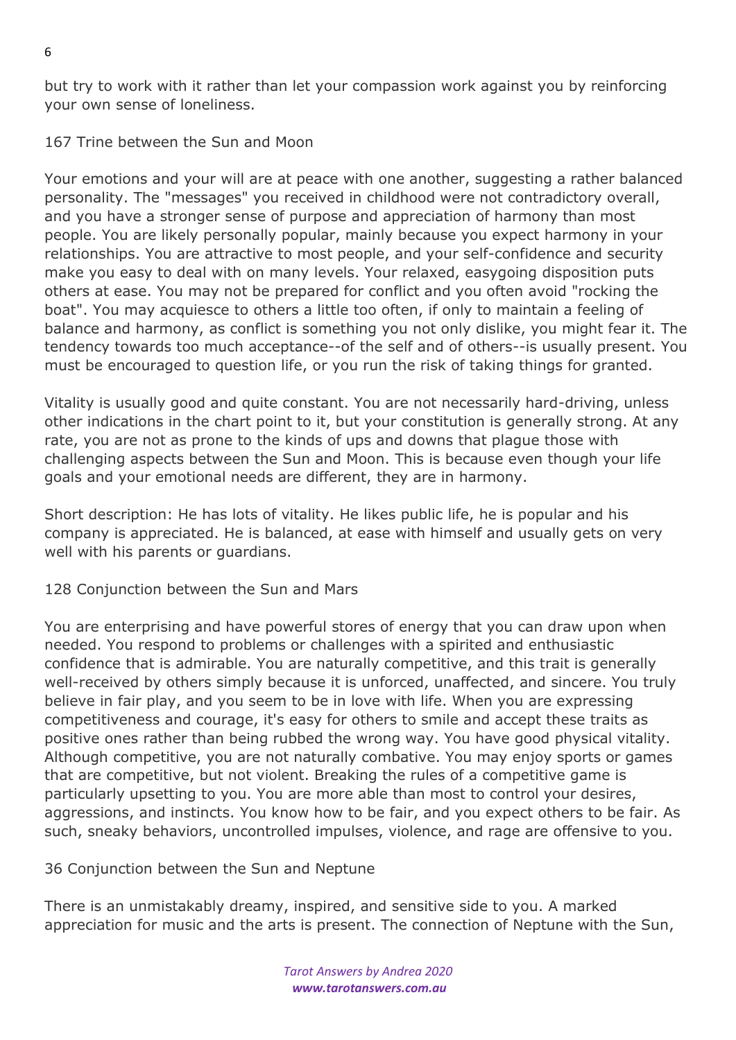but try to work with it rather than let your compassion work against you by reinforcing your own sense of loneliness.

167 Trine between the Sun and Moon

Your emotions and your will are at peace with one another, suggesting a rather balanced personality. The "messages" you received in childhood were not contradictory overall, and you have a stronger sense of purpose and appreciation of harmony than most people. You are likely personally popular, mainly because you expect harmony in your relationships. You are attractive to most people, and your self-confidence and security make you easy to deal with on many levels. Your relaxed, easygoing disposition puts others at ease. You may not be prepared for conflict and you often avoid "rocking the boat". You may acquiesce to others a little too often, if only to maintain a feeling of balance and harmony, as conflict is something you not only dislike, you might fear it. The tendency towards too much acceptance--of the self and of others--is usually present. You must be encouraged to question life, or you run the risk of taking things for granted.

Vitality is usually good and quite constant. You are not necessarily hard-driving, unless other indications in the chart point to it, but your constitution is generally strong. At any rate, you are not as prone to the kinds of ups and downs that plague those with challenging aspects between the Sun and Moon. This is because even though your life goals and your emotional needs are different, they are in harmony.

Short description: He has lots of vitality. He likes public life, he is popular and his company is appreciated. He is balanced, at ease with himself and usually gets on very well with his parents or guardians.

128 Conjunction between the Sun and Mars

You are enterprising and have powerful stores of energy that you can draw upon when needed. You respond to problems or challenges with a spirited and enthusiastic confidence that is admirable. You are naturally competitive, and this trait is generally well-received by others simply because it is unforced, unaffected, and sincere. You truly believe in fair play, and you seem to be in love with life. When you are expressing competitiveness and courage, it's easy for others to smile and accept these traits as positive ones rather than being rubbed the wrong way. You have good physical vitality. Although competitive, you are not naturally combative. You may enjoy sports or games that are competitive, but not violent. Breaking the rules of a competitive game is particularly upsetting to you. You are more able than most to control your desires, aggressions, and instincts. You know how to be fair, and you expect others to be fair. As such, sneaky behaviors, uncontrolled impulses, violence, and rage are offensive to you.

36 Conjunction between the Sun and Neptune

There is an unmistakably dreamy, inspired, and sensitive side to you. A marked appreciation for music and the arts is present. The connection of Neptune with the Sun,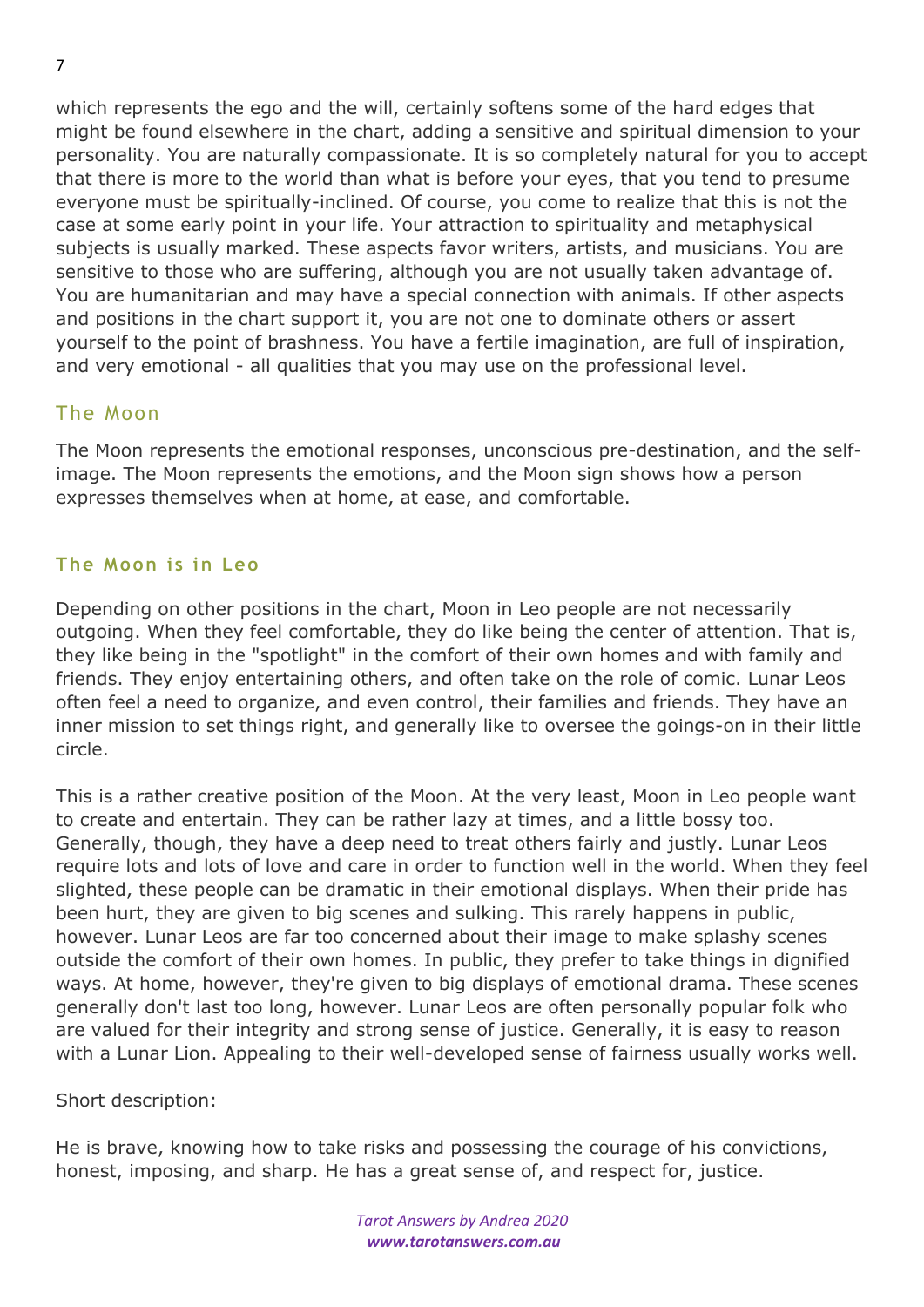which represents the ego and the will, certainly softens some of the hard edges that might be found elsewhere in the chart, adding a sensitive and spiritual dimension to your personality. You are naturally compassionate. It is so completely natural for you to accept that there is more to the world than what is before your eyes, that you tend to presume everyone must be spiritually-inclined. Of course, you come to realize that this is not the case at some early point in your life. Your attraction to spirituality and metaphysical subjects is usually marked. These aspects favor writers, artists, and musicians. You are sensitive to those who are suffering, although you are not usually taken advantage of. You are humanitarian and may have a special connection with animals. If other aspects and positions in the chart support it, you are not one to dominate others or assert yourself to the point of brashness. You have a fertile imagination, are full of inspiration, and very emotional - all qualities that you may use on the professional level.

## The Moon

The Moon represents the emotional responses, unconscious pre-destination, and the self-image. The Moon represents the emotions, and the Moon sign shows how a person expresses themselves when at home, at ease, and comfortable.

### The Moon is in Leo

Depending on other positions in the chart, Moon in Leo people are not necessarily outgoing. When they feel comfortable, they do like being the center of attention. That is, they like being in the "spotlight" in the comfort of their own homes and with family and friends. They enjoy entertaining others, and often take on the role of comic. Lunar Leos often feel a need to organize, and even control, their families and friends. They have an inner mission to set things right, and generally like to oversee the goings-on in their little circle.

This is a rather creative position of the Moon. At the very least, Moon in Leo people want to create and entertain. They can be rather lazy at times, and a little bossy too. Generally, though, they have a deep need to treat others fairly and justly. Lunar Leos require lots and lots of love and care in order to function well in the world. When they feel slighted, these people can be dramatic in their emotional displays. When their pride has been hurt, they are given to big scenes and sulking. This rarely happens in public, however. Lunar Leos are far too concerned about their image to make splashy scenes outside the comfort of their own homes. In public, they prefer to take things in dignified ways. At home, however, they're given to big displays of emotional drama. These scenes generally don't last too long, however. Lunar Leos are often personally popular folk who are valued for their integrity and strong sense of justice. Generally, it is easy to reason with a Lunar Lion. Appealing to their well-developed sense of fairness usually works well.

Short description:

He is brave, knowing how to take risks and possessing the courage of his convictions, honest, imposing, and sharp. He has a great sense of, and respect for, justice.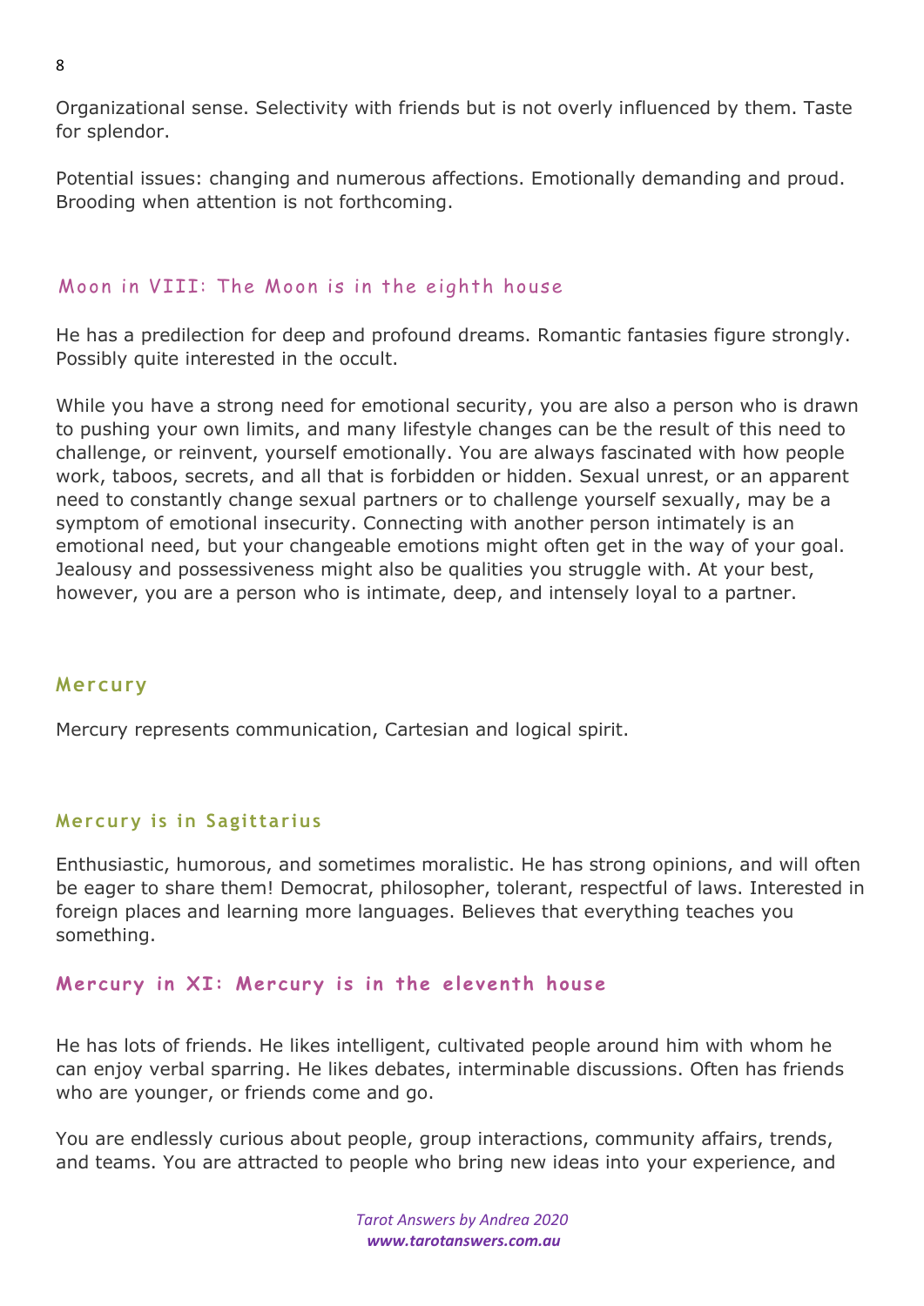Organizational sense. Selectivity with friends but is not overly influenced by them. Taste for splendor.

Potential issues: changing and numerous affections. Emotionally demanding and proud. Brooding when attention is not forthcoming.

### Moon in VIII: The Moon is in the eighth house

He has a predilection for deep and profound dreams. Romantic fantasies figure strongly. Possibly quite interested in the occult.

While you have a strong need for emotional security, you are also a person who is drawn to pushing your own limits, and many lifestyle changes can be the result of this need to challenge, or reinvent, yourself emotionally. You are always fascinated with how people work, taboos, secrets, and all that is forbidden or hidden. Sexual unrest, or an apparent need to constantly change sexual partners or to challenge yourself sexually, may be a symptom of emotional insecurity. Connecting with another person intimately is an emotional need, but your changeable emotions might often get in the way of your goal. Jealousy and possessiveness might also be qualities you struggle with. At your best, however, you are a person who is intimate, deep, and intensely loyal to a partner.

## Mercury

Mercury represents communication, Cartesian and logical spirit.

### Mercury is in Sagittarius

Enthusiastic, humorous, and sometimes moralistic. He has strong opinions, and will often be eager to share them! Democrat, philosopher, tolerant, respectful of laws. Interested in foreign places and learning more languages. Believes that everything teaches you something.

### Mercury in XI: Mercury is in the eleventh house

He has lots of friends. He likes intelligent, cultivated people around him with whom he can enjoy verbal sparring. He likes debates, interminable discussions. Often has friends who are younger, or friends come and go.

You are endlessly curious about people, group interactions, community affairs, trends, and teams. You are attracted to people who bring new ideas into your experience, and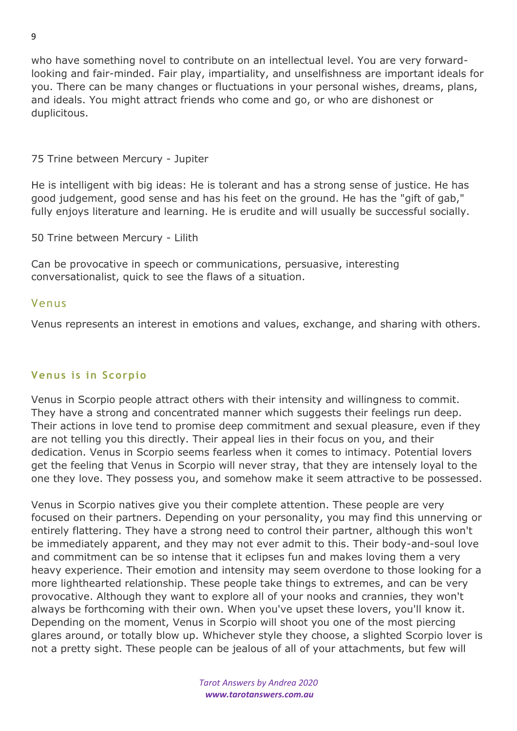who have something novel to contribute on an intellectual level. You are very forward-looking and fair-minded. Fair play, impartiality, and unselfishness are important ideals for you. There can be many changes or fluctuations in your personal wishes, dreams, plans, and ideals. You might attract friends who come and go, or who are dishonest or duplicitous.

75 Trine between Mercury - Jupiter

He is intelligent with big ideas: He is tolerant and has a strong sense of justice. He has good judgement, good sense and has his feet on the ground. He has the "gift of gab," fully enjoys literature and learning. He is erudite and will usually be successful socially.

50 Trine between Mercury - Lilith

Can be provocative in speech or communications, persuasive, interesting conversationalist, quick to see the flaws of a situation.

## Venus

Venus represents an interest in emotions and values, exchange, and sharing with others.

### Venus is in Scorpio

Venus in Scorpio people attract others with their intensity and willingness to commit. They have a strong and concentrated manner which suggests their feelings run deep. Their actions in love tend to promise deep commitment and sexual pleasure, even if they are not telling you this directly. Their appeal lies in their focus on you, and their dedication. Venus in Scorpio seems fearless when it comes to intimacy. Potential lovers get the feeling that Venus in Scorpio will never stray, that they are intensely loyal to the one they love. They possess you, and somehow make it seem attractive to be possessed.

Venus in Scorpio natives give you their complete attention. These people are very focused on their partners. Depending on your personality, you may find this unnerving or entirely flattering. They have a strong need to control their partner, although this won't be immediately apparent, and they may not ever admit to this. Their body-and-soul love and commitment can be so intense that it eclipses fun and makes loving them a very heavy experience. Their emotion and intensity may seem overdone to those looking for a more lighthearted relationship. These people take things to extremes, and can be very provocative. Although they want to explore all of your nooks and crannies, they won't always be forthcoming with their own. When you've upset these lovers, you'll know it. Depending on the moment, Venus in Scorpio will shoot you one of the most piercing glares around, or totally blow up. Whichever style they choose, a slighted Scorpio lover is not a pretty sight. These people can be jealous of all of your attachments, but few will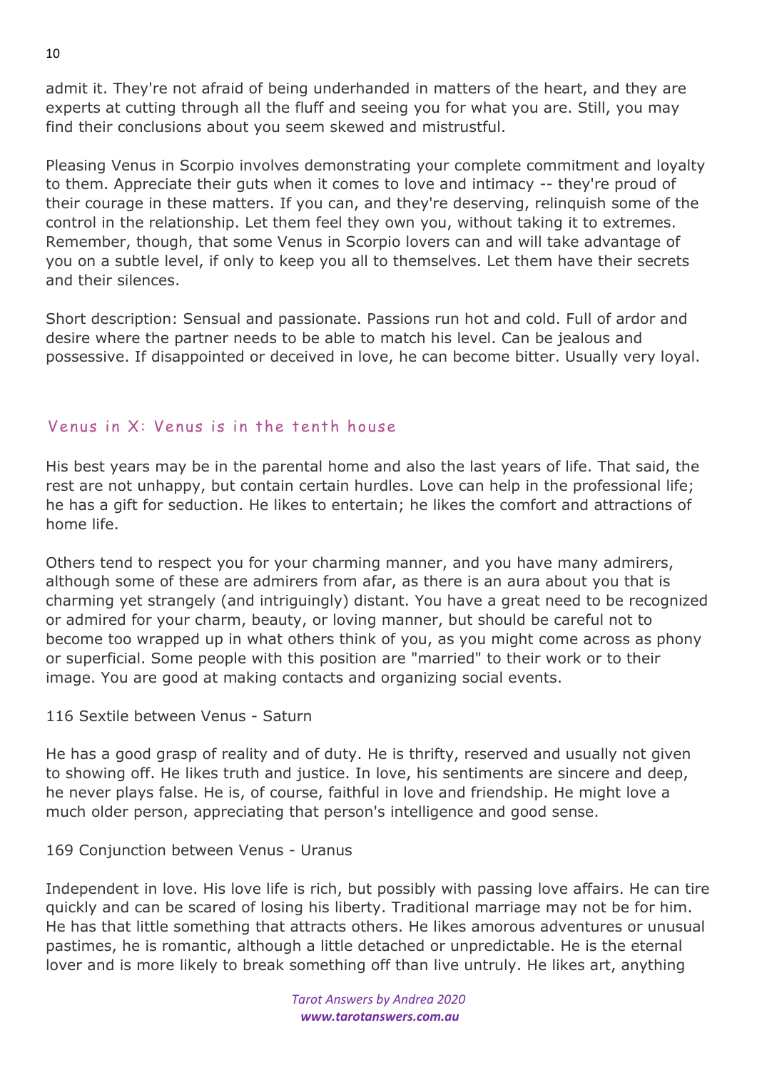admit it. They're not afraid of being underhanded in matters of the heart, and they are experts at cutting through all the fluff and seeing you for what you are. Still, you may find their conclusions about you seem skewed and mistrustful.

Pleasing Venus in Scorpio involves demonstrating your complete commitment and loyalty to them. Appreciate their guts when it comes to love and intimacy -- they're proud of their courage in these matters. If you can, and they're deserving, relinquish some of the control in the relationship. Let them feel they own you, without taking it to extremes. Remember, though, that some Venus in Scorpio lovers can and will take advantage of you on a subtle level, if only to keep you all to themselves. Let them have their secrets and their silences.

Short description: Sensual and passionate. Passions run hot and cold. Full of ardor and desire where the partner needs to be able to match his level. Can be jealous and possessive. If disappointed or deceived in love, he can become bitter. Usually very loyal.

## Venus in X: Venus is in the tenth house

His best years may be in the parental home and also the last years of life. That said, the rest are not unhappy, but contain certain hurdles. Love can help in the professional life; he has a gift for seduction. He likes to entertain; he likes the comfort and attractions of home life.

Others tend to respect you for your charming manner, and you have many admirers, although some of these are admirers from afar, as there is an aura about you that is charming yet strangely (and intriguingly) distant. You have a great need to be recognized or admired for your charm, beauty, or loving manner, but should be careful not to become too wrapped up in what others think of you, as you might come across as phony or superficial. Some people with this position are "married" to their work or to their image. You are good at making contacts and organizing social events.

116 Sextile between Venus - Saturn

He has a good grasp of reality and of duty. He is thrifty, reserved and usually not given to showing off. He likes truth and justice. In love, his sentiments are sincere and deep, he never plays false. He is, of course, faithful in love and friendship. He might love a much older person, appreciating that person's intelligence and good sense.

169 Conjunction between Venus - Uranus

Independent in love. His love life is rich, but possibly with passing love affairs. He can tire quickly and can be scared of losing his liberty. Traditional marriage may not be for him. He has that little something that attracts others. He likes amorous adventures or unusual pastimes, he is romantic, although a little detached or unpredictable. He is the eternal lover and is more likely to break something off than live untruly. He likes art, anything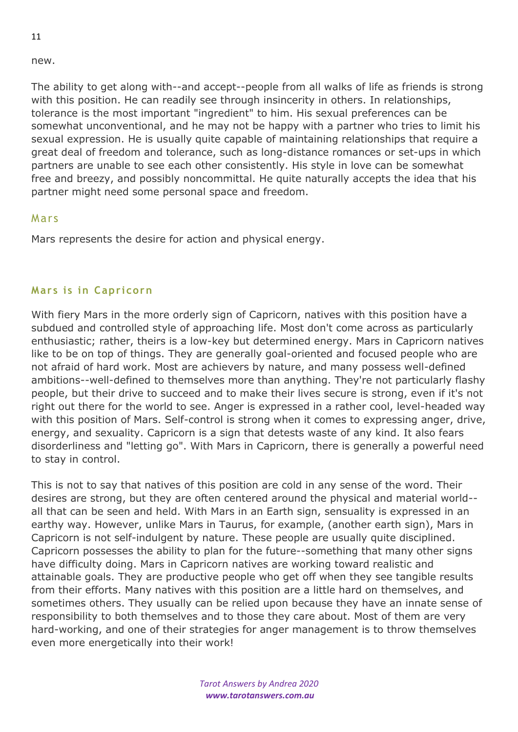new.

The ability to get along with--and accept--people from all walks of life as friends is strong with this position. He can readily see through insincerity in others. In relationships, tolerance is the most important "ingredient" to him. His sexual preferences can be somewhat unconventional, and he may not be happy with a partner who tries to limit his sexual expression. He is usually quite capable of maintaining relationships that require a great deal of freedom and tolerance, such as long-distance romances or set-ups in which partners are unable to see each other consistently. His style in love can be somewhat free and breezy, and possibly noncommittal. He quite naturally accepts the idea that his partner might need some personal space and freedom.

## Mars

Mars represents the desire for action and physical energy.

### Mars is in Capricorn

With fiery Mars in the more orderly sign of Capricorn, natives with this position have a subdued and controlled style of approaching life. Most don't come across as particularly enthusiastic; rather, theirs is a low-key but determined energy. Mars in Capricorn natives like to be on top of things. They are generally goal-oriented and focused people who are not afraid of hard work. Most are achievers by nature, and many possess well-defined ambitions--well-defined to themselves more than anything. They're not particularly flashy people, but their drive to succeed and to make their lives secure is strong, even if it's not right out there for the world to see. Anger is expressed in a rather cool, level-headed way with this position of Mars. Self-control is strong when it comes to expressing anger, drive, energy, and sexuality. Capricorn is a sign that detests waste of any kind. It also fears disorderliness and "letting go". With Mars in Capricorn, there is generally a powerful need to stay in control.

This is not to say that natives of this position are cold in any sense of the word. Their desires are strong, but they are often centered around the physical and material world--all that can be seen and held. With Mars in an Earth sign, sensuality is expressed in an earthy way. However, unlike Mars in Taurus, for example, (another earth sign), Mars in Capricorn is not self-indulgent by nature. These people are usually quite disciplined. Capricorn possesses the ability to plan for the future--something that many other signs have difficulty doing. Mars in Capricorn natives are working toward realistic and attainable goals. They are productive people who get off when they see tangible results from their efforts. Many natives with this position are a little hard on themselves, and sometimes others. They usually can be relied upon because they have an innate sense of responsibility to both themselves and to those they care about. Most of them are very hard-working, and one of their strategies for anger management is to throw themselves even more energetically into their work!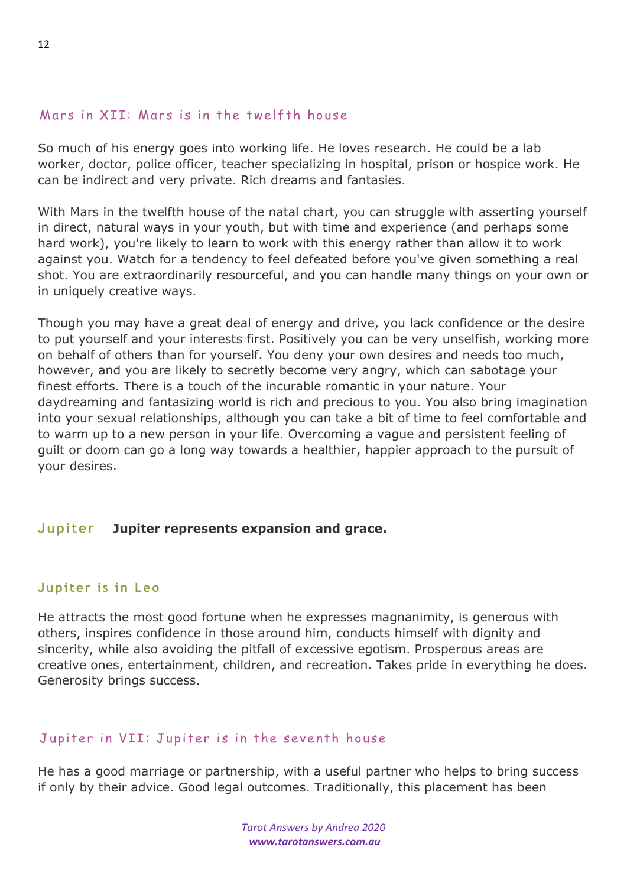### Mars in XII: Mars is in the twelfth house

So much of his energy goes into working life. He loves research. He could be a lab worker, doctor, police officer, teacher specializing in hospital, prison or hospice work. He can be indirect and very private. Rich dreams and fantasies.

With Mars in the twelfth house of the natal chart, you can struggle with asserting yourself in direct, natural ways in your youth, but with time and experience (and perhaps some hard work), you're likely to learn to work with this energy rather than allow it to work against you. Watch for a tendency to feel defeated before you've given something a real shot. You are extraordinarily resourceful, and you can handle many things on your own or in uniquely creative ways.

Though you may have a great deal of energy and drive, you lack confidence or the desire to put yourself and your interests first. Positively you can be very unselfish, working more on behalf of others than for yourself. You deny your own desires and needs too much, however, and you are likely to secretly become very angry, which can sabotage your finest efforts. There is a touch of the incurable romantic in your nature. Your daydreaming and fantasizing world is rich and precious to you. You also bring imagination into your sexual relationships, although you can take a bit of time to feel comfortable and to warm up to a new person in your life. Overcoming a vague and persistent feeling of guilt or doom can go a long way towards a healthier, happier approach to the pursuit of your desires.

## Jupiter **Jupiter represents expansion and grace.**

### Jupiter is in Leo

He attracts the most good fortune when he expresses magnanimity, is generous with others, inspires confidence in those around him, conducts himself with dignity and sincerity, while also avoiding the pitfall of excessive egotism. Prosperous areas are creative ones, entertainment, children, and recreation. Takes pride in everything he does. Generosity brings success.

### Jupiter in VII: Jupiter is in the seventh house

He has a good marriage or partnership, with a useful partner who helps to bring success if only by their advice. Good legal outcomes. Traditionally, this placement has been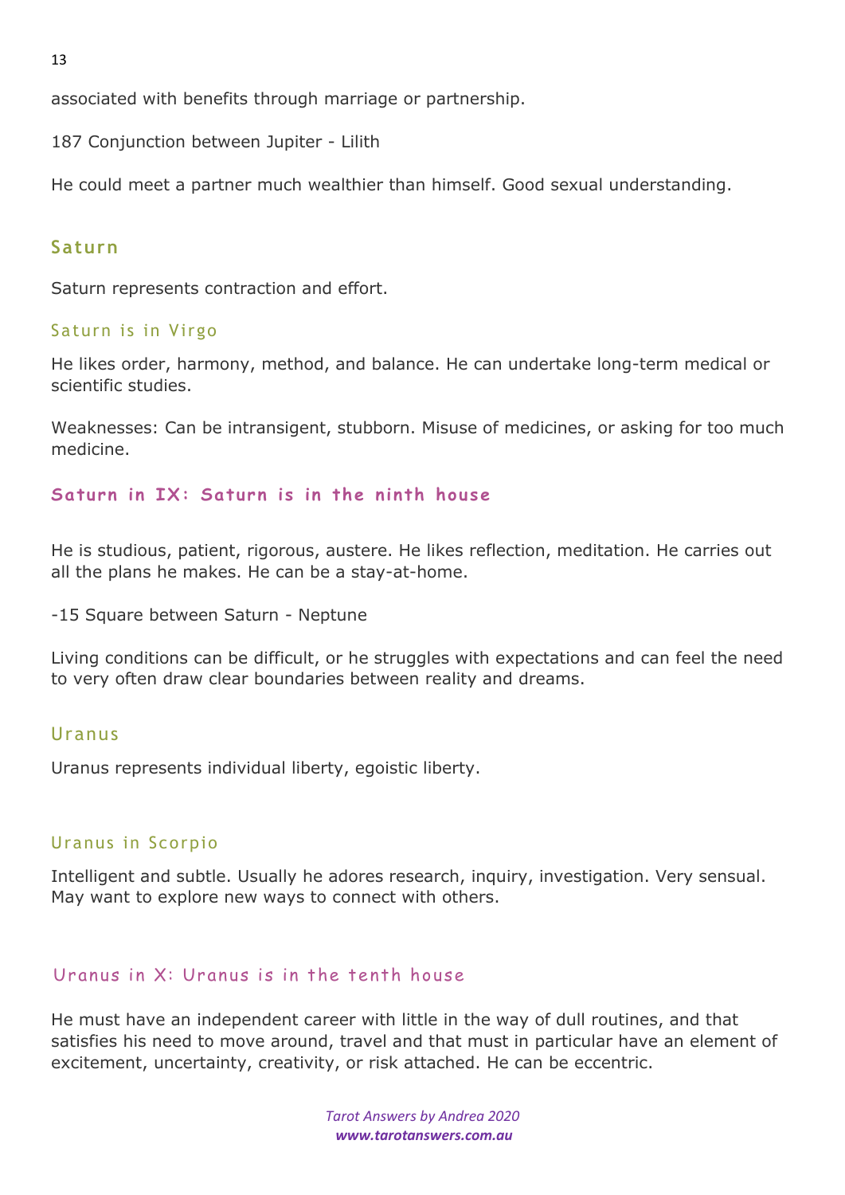associated with benefits through marriage or partnership.

187 Conjunction between Jupiter - Lilith

He could meet a partner much wealthier than himself. Good sexual understanding.

## Saturn

Saturn represents contraction and effort.

### Saturn is in Virgo

He likes order, harmony, method, and balance. He can undertake long-term medical or scientific studies.

Weaknesses: Can be intransigent, stubborn. Misuse of medicines, or asking for too much medicine.

### Saturn in IX: Saturn is in the ninth house

He is studious, patient, rigorous, austere. He likes reflection, meditation. He carries out all the plans he makes. He can be a stay-at-home.

-15 Square between Saturn - Neptune

Living conditions can be difficult, or he struggles with expectations and can feel the need to very often draw clear boundaries between reality and dreams.

## Uranus

Uranus represents individual liberty, egoistic liberty.

### Uranus in Scorpio

Intelligent and subtle. Usually he adores research, inquiry, investigation. Very sensual. May want to explore new ways to connect with others.

### Uranus in X: Uranus is in the tenth house

He must have an independent career with little in the way of dull routines, and that satisfies his need to move around, travel and that must in particular have an element of excitement, uncertainty, creativity, or risk attached. He can be eccentric.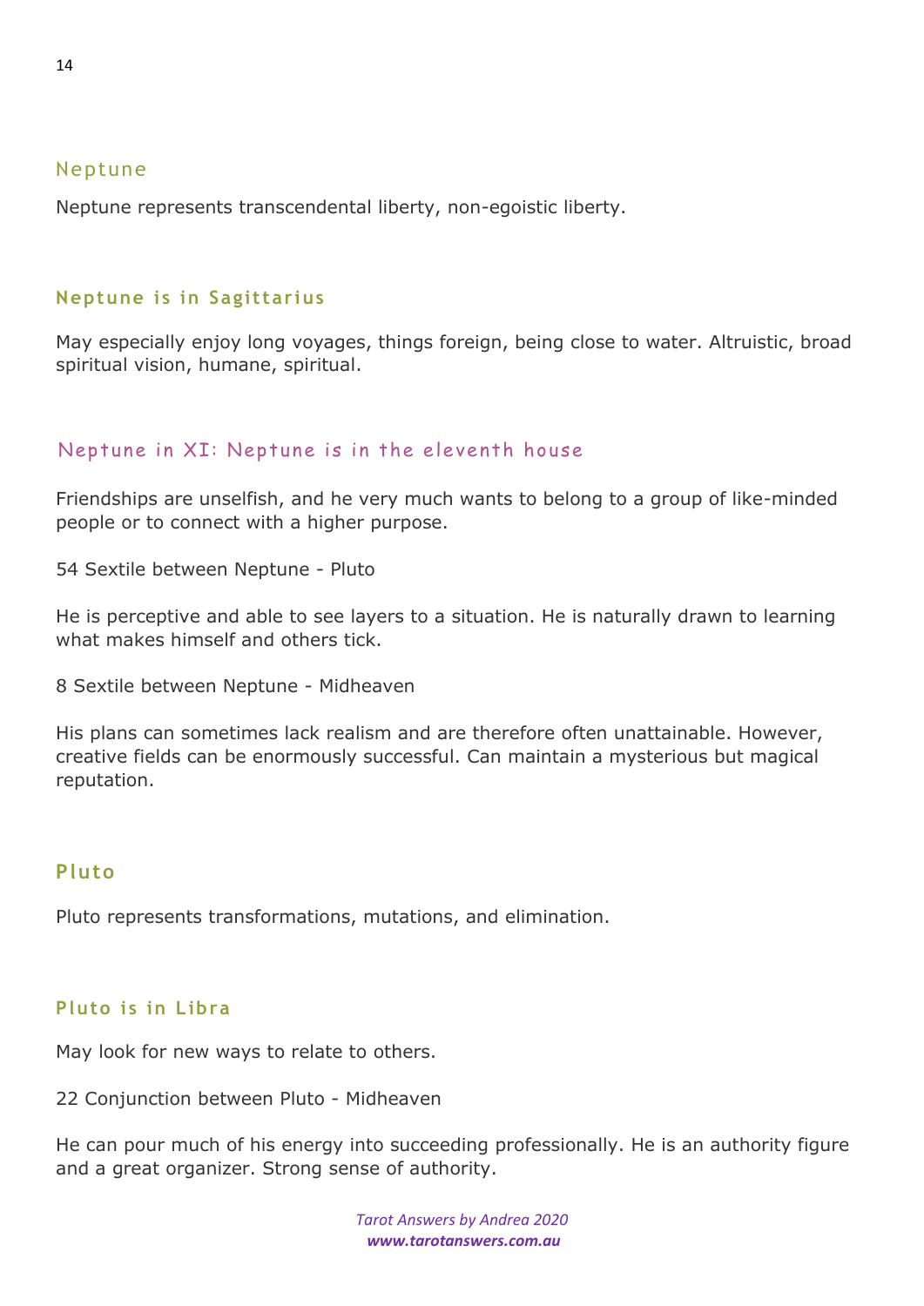## Neptune

Neptune represents transcendental liberty, non-egoistic liberty.

### Neptune is in Sagittarius

May especially enjoy long voyages, things foreign, being close to water. Altruistic, broad spiritual vision, humane, spiritual.

### Neptune in XI: Neptune is in the eleventh house

Friendships are unselfish, and he very much wants to belong to a group of like-minded people or to connect with a higher purpose.

54 Sextile between Neptune - Pluto

He is perceptive and able to see layers to a situation. He is naturally drawn to learning what makes himself and others tick.

8 Sextile between Neptune - Midheaven

His plans can sometimes lack realism and are therefore often unattainable. However, creative fields can be enormously successful. Can maintain a mysterious but magical reputation.

## Pluto

Pluto represents transformations, mutations, and elimination.

### Pluto is in Libra

May look for new ways to relate to others.

22 Conjunction between Pluto - Midheaven

He can pour much of his energy into succeeding professionally. He is an authority figure and a great organizer. Strong sense of authority.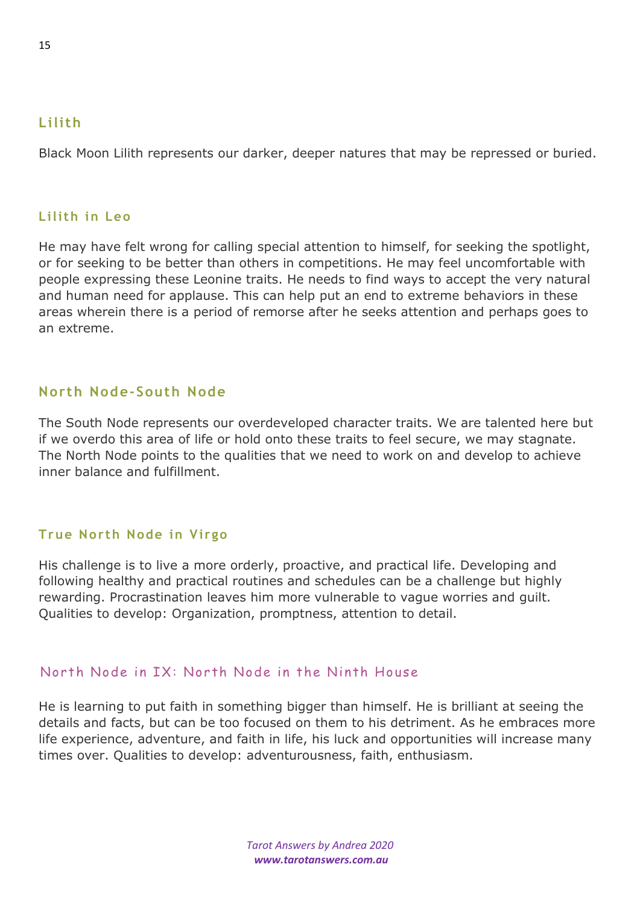## Lilith

Black Moon Lilith represents our darker, deeper natures that may be repressed or buried.

### Lilith in Leo

He may have felt wrong for calling special attention to himself, for seeking the spotlight, or for seeking to be better than others in competitions. He may feel uncomfortable with people expressing these Leonine traits. He needs to find ways to accept the very natural and human need for applause. This can help put an end to extreme behaviors in these areas wherein there is a period of remorse after he seeks attention and perhaps goes to an extreme.

## North Node-South Node

The South Node represents our overdeveloped character traits. We are talented here but if we overdo this area of life or hold onto these traits to feel secure, we may stagnate. The North Node points to the qualities that we need to work on and develop to achieve inner balance and fulfillment.

### True North Node in Virgo

His challenge is to live a more orderly, proactive, and practical life. Developing and following healthy and practical routines and schedules can be a challenge but highly rewarding. Procrastination leaves him more vulnerable to vague worries and guilt. Qualities to develop: Organization, promptness, attention to detail.

### North Node in IX: North Node in the Ninth House

He is learning to put faith in something bigger than himself. He is brilliant at seeing the details and facts, but can be too focused on them to his detriment. As he embraces more life experience, adventure, and faith in life, his luck and opportunities will increase many times over. Qualities to develop: adventurousness, faith, enthusiasm.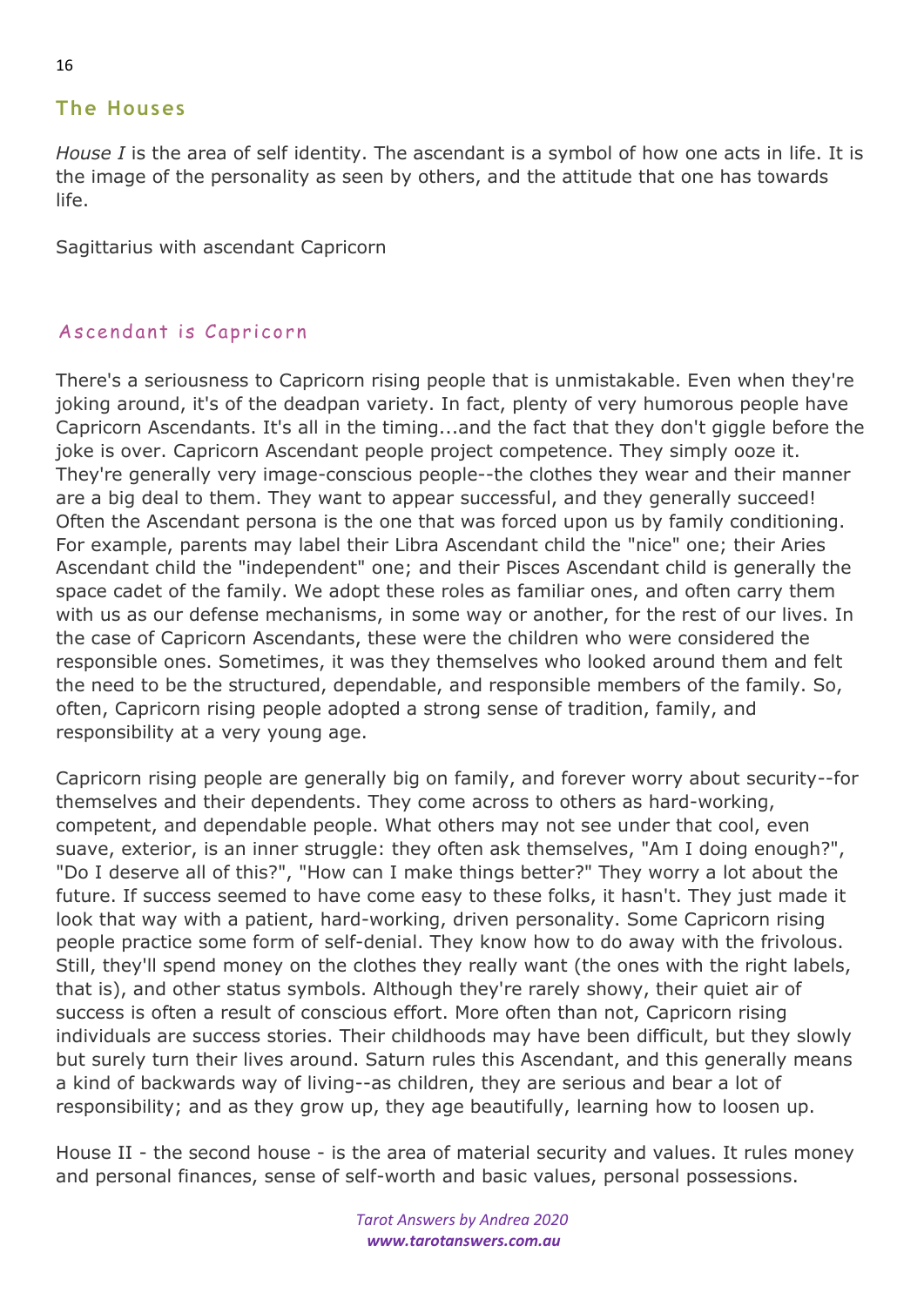## The Houses

*House I* is the area of self identity. The ascendant is a symbol of how one acts in life. It is the image of the personality as seen by others, and the attitude that one has towards life.

Sagittarius with ascendant Capricorn

### Ascendant is Capricorn

There's a seriousness to Capricorn rising people that is unmistakable. Even when they're joking around, it's of the deadpan variety. In fact, plenty of very humorous people have Capricorn Ascendants. It's all in the timing...and the fact that they don't giggle before the joke is over. Capricorn Ascendant people project competence. They simply ooze it. They're generally very image-conscious people--the clothes they wear and their manner are a big deal to them. They want to appear successful, and they generally succeed! Often the Ascendant persona is the one that was forced upon us by family conditioning. For example, parents may label their Libra Ascendant child the "nice" one; their Aries Ascendant child the "independent" one; and their Pisces Ascendant child is generally the space cadet of the family. We adopt these roles as familiar ones, and often carry them with us as our defense mechanisms, in some way or another, for the rest of our lives. In the case of Capricorn Ascendants, these were the children who were considered the responsible ones. Sometimes, it was they themselves who looked around them and felt the need to be the structured, dependable, and responsible members of the family. So, often, Capricorn rising people adopted a strong sense of tradition, family, and responsibility at a very young age.

Capricorn rising people are generally big on family, and forever worry about security--for themselves and their dependents. They come across to others as hard-working, competent, and dependable people. What others may not see under that cool, even suave, exterior, is an inner struggle: they often ask themselves, "Am I doing enough?", "Do I deserve all of this?", "How can I make things better?" They worry a lot about the future. If success seemed to have come easy to these folks, it hasn't. They just made it look that way with a patient, hard-working, driven personality. Some Capricorn rising people practice some form of self-denial. They know how to do away with the frivolous. Still, they'll spend money on the clothes they really want (the ones with the right labels, that is), and other status symbols. Although they're rarely showy, their quiet air of success is often a result of conscious effort. More often than not, Capricorn rising individuals are success stories. Their childhoods may have been difficult, but they slowly but surely turn their lives around. Saturn rules this Ascendant, and this generally means a kind of backwards way of living--as children, they are serious and bear a lot of responsibility; and as they grow up, they age beautifully, learning how to loosen up.

House II - the second house - is the area of material security and values. It rules money and personal finances, sense of self-worth and basic values, personal possessions.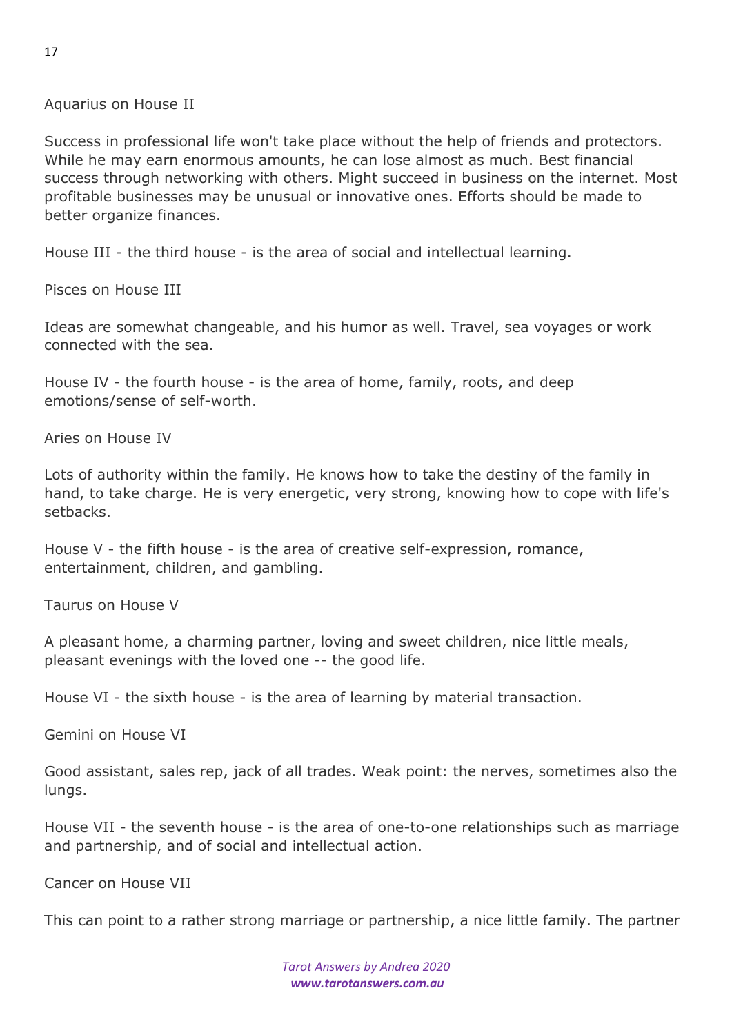Aquarius on House II

Success in professional life won't take place without the help of friends and protectors. While he may earn enormous amounts, he can lose almost as much. Best financial success through networking with others. Might succeed in business on the internet. Most profitable businesses may be unusual or innovative ones. Efforts should be made to better organize finances.

House III - the third house - is the area of social and intellectual learning.

Pisces on House III

Ideas are somewhat changeable, and his humor as well. Travel, sea voyages or work connected with the sea.

House IV - the fourth house - is the area of home, family, roots, and deep emotions/sense of self-worth.

Aries on House IV

Lots of authority within the family. He knows how to take the destiny of the family in hand, to take charge. He is very energetic, very strong, knowing how to cope with life's setbacks.

House V - the fifth house - is the area of creative self-expression, romance, entertainment, children, and gambling.

Taurus on House V

A pleasant home, a charming partner, loving and sweet children, nice little meals, pleasant evenings with the loved one -- the good life.

House VI - the sixth house - is the area of learning by material transaction.

Gemini on House VI

Good assistant, sales rep, jack of all trades. Weak point: the nerves, sometimes also the lungs.

House VII - the seventh house - is the area of one-to-one relationships such as marriage and partnership, and of social and intellectual action.

Cancer on House VII

This can point to a rather strong marriage or partnership, a nice little family. The partner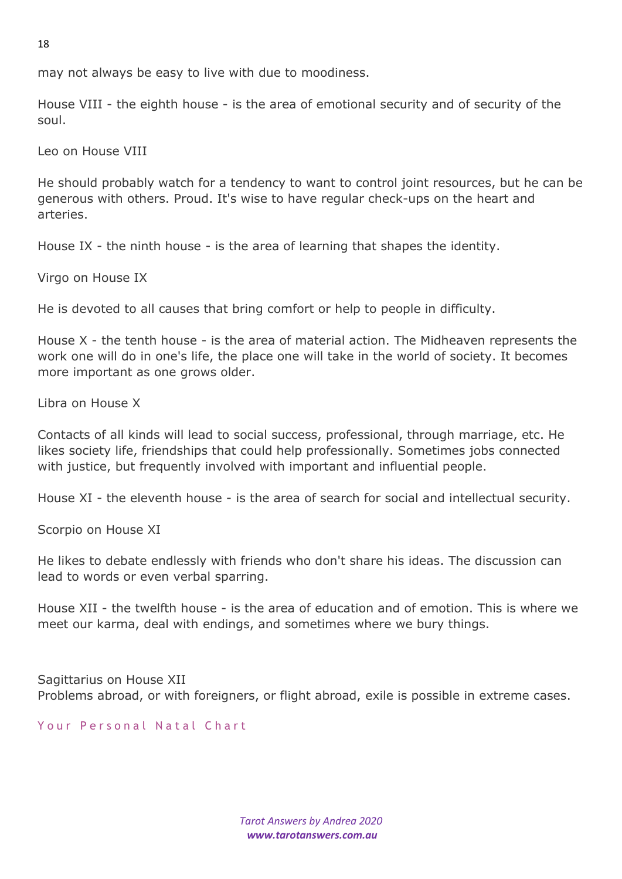may not always be easy to live with due to moodiness.

House VIII - the eighth house - is the area of emotional security and of security of the soul.

Leo on House VIII

He should probably watch for a tendency to want to control joint resources, but he can be generous with others. Proud. It's wise to have regular check-ups on the heart and arteries.

House IX - the ninth house - is the area of learning that shapes the identity.

Virgo on House IX

He is devoted to all causes that bring comfort or help to people in difficulty.

House X - the tenth house - is the area of material action. The Midheaven represents the work one will do in one's life, the place one will take in the world of society. It becomes more important as one grows older.

Libra on House X

Contacts of all kinds will lead to social success, professional, through marriage, etc. He likes society life, friendships that could help professionally. Sometimes jobs connected with justice, but frequently involved with important and influential people.

House XI - the eleventh house - is the area of search for social and intellectual security.

Scorpio on House XI

He likes to debate endlessly with friends who don't share his ideas. The discussion can lead to words or even verbal sparring.

House XII - the twelfth house - is the area of education and of emotion. This is where we meet our karma, deal with endings, and sometimes where we bury things.

Sagittarius on House XII
Problems abroad, or with foreigners, or flight abroad, exile is possible in extreme cases.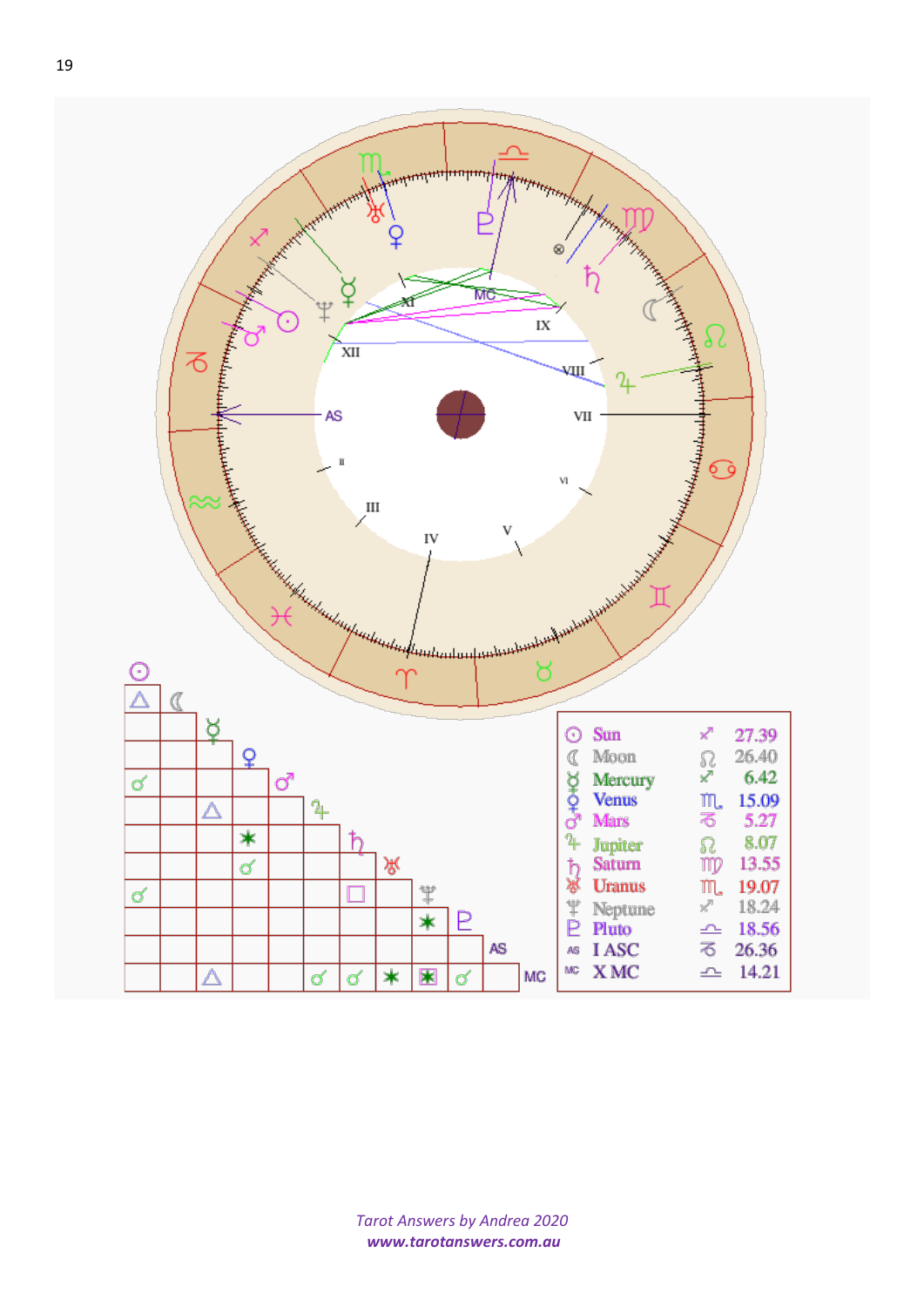| | | | |
|---|---|---|---|
| ☉ | Sun | ♐ | 27.39 |
| ☾ | Moon | ♌ | 26.40 |
| ☿ | Mercury | ♐ | 6.42 |
| ♀ | Venus | ♏ | 15.09 |
| ♂ | Mars | ♑ | 5.27 |
| ♃ | Jupiter | ♌ | 8.07 |
| ♄ | Saturn | ♍ | 13.55 |
| ♅ | Uranus | ♏ | 19.07 |
| ♆ | Neptune | ♐ | 18.24 |
| ♇ | Pluto | ♎ | 18.56 |
| AS | I ASC | ♑ | 26.36 |
| MC | X MC | ♎ | 14.21 |